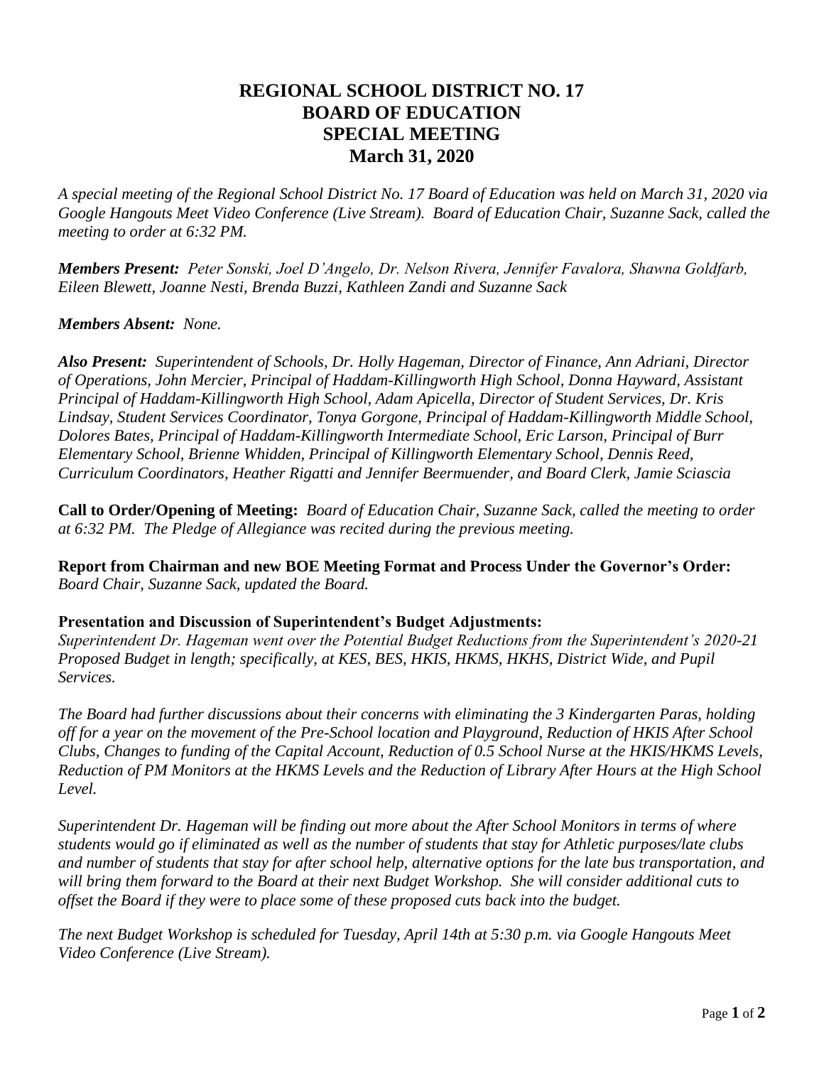# REGIONAL SCHOOL DISTRICT NO. 17
# BOARD OF EDUCATION
# SPECIAL MEETING
# March 31, 2020

*A special meeting of the Regional School District No. 17 Board of Education was held on March 31, 2020 via Google Hangouts Meet Video Conference (Live Stream). Board of Education Chair, Suzanne Sack, called the meeting to order at 6:32 PM.*

***Members Present:*** *Peter Sonski, Joel D'Angelo, Dr. Nelson Rivera, Jennifer Favalora, Shawna Goldfarb, Eileen Blewett, Joanne Nesti, Brenda Buzzi, Kathleen Zandi and Suzanne Sack*

***Members Absent:*** *None.*

***Also Present:*** *Superintendent of Schools, Dr. Holly Hageman, Director of Finance, Ann Adriani, Director of Operations, John Mercier, Principal of Haddam-Killingworth High School, Donna Hayward, Assistant Principal of Haddam-Killingworth High School, Adam Apicella, Director of Student Services, Dr. Kris Lindsay, Student Services Coordinator, Tonya Gorgone, Principal of Haddam-Killingworth Middle School, Dolores Bates, Principal of Haddam-Killingworth Intermediate School, Eric Larson, Principal of Burr Elementary School, Brienne Whidden, Principal of Killingworth Elementary School, Dennis Reed, Curriculum Coordinators, Heather Rigatti and Jennifer Beermuender, and Board Clerk, Jamie Sciascia*

**Call to Order/Opening of Meeting:** *Board of Education Chair, Suzanne Sack, called the meeting to order at 6:32 PM. The Pledge of Allegiance was recited during the previous meeting.*

**Report from Chairman and new BOE Meeting Format and Process Under the Governor's Order:** *Board Chair, Suzanne Sack, updated the Board.*

**Presentation and Discussion of Superintendent's Budget Adjustments:**
*Superintendent Dr. Hageman went over the Potential Budget Reductions from the Superintendent's 2020-21 Proposed Budget in length; specifically, at KES, BES, HKIS, HKMS, HKHS, District Wide, and Pupil Services.*

*The Board had further discussions about their concerns with eliminating the 3 Kindergarten Paras, holding off for a year on the movement of the Pre-School location and Playground, Reduction of HKIS After School Clubs, Changes to funding of the Capital Account, Reduction of 0.5 School Nurse at the HKIS/HKMS Levels, Reduction of PM Monitors at the HKMS Levels and the Reduction of Library After Hours at the High School Level.*

*Superintendent Dr. Hageman will be finding out more about the After School Monitors in terms of where students would go if eliminated as well as the number of students that stay for Athletic purposes/late clubs and number of students that stay for after school help, alternative options for the late bus transportation, and will bring them forward to the Board at their next Budget Workshop. She will consider additional cuts to offset the Board if they were to place some of these proposed cuts back into the budget.*

*The next Budget Workshop is scheduled for Tuesday, April 14th at 5:30 p.m. via Google Hangouts Meet Video Conference (Live Stream).*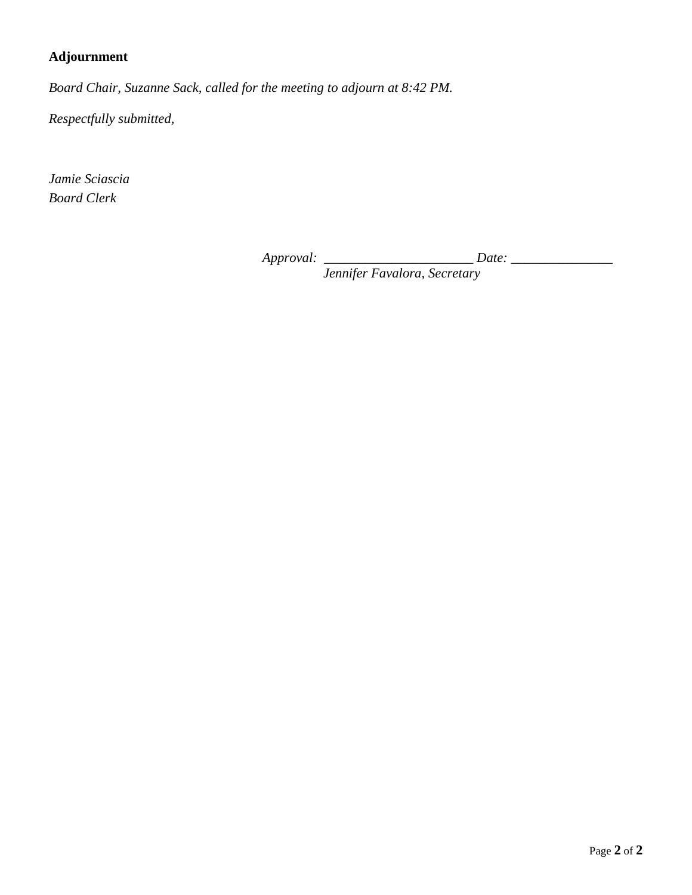**Adjournment**

*Board Chair, Suzanne Sack, called for the meeting to adjourn at 8:42 PM.*

*Respectfully submitted,*

*Jamie Sciascia*
*Board Clerk*

*Approval:* ______________________ *Date:* _______________
*Jennifer Favalora, Secretary*